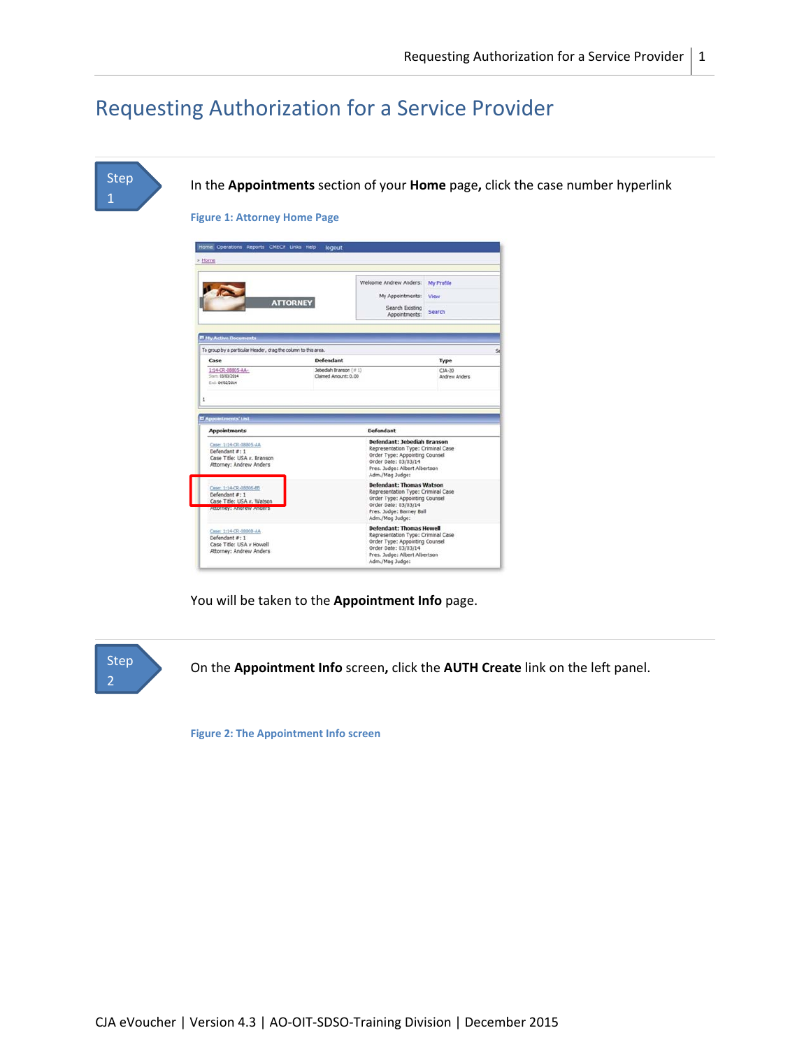# Requesting Authorization for a Service Provider

**Step 1**

In the **Appointments** section of your **Home** page**,** click the case number hyperlink

Figure 1: Attorney Home Page

You will be taken to the **Appointment Info** page.

**Step 2**

On the **Appointment Info** screen**,** click the **AUTH Create** link on the left panel.

Figure 2: The Appointment Info screen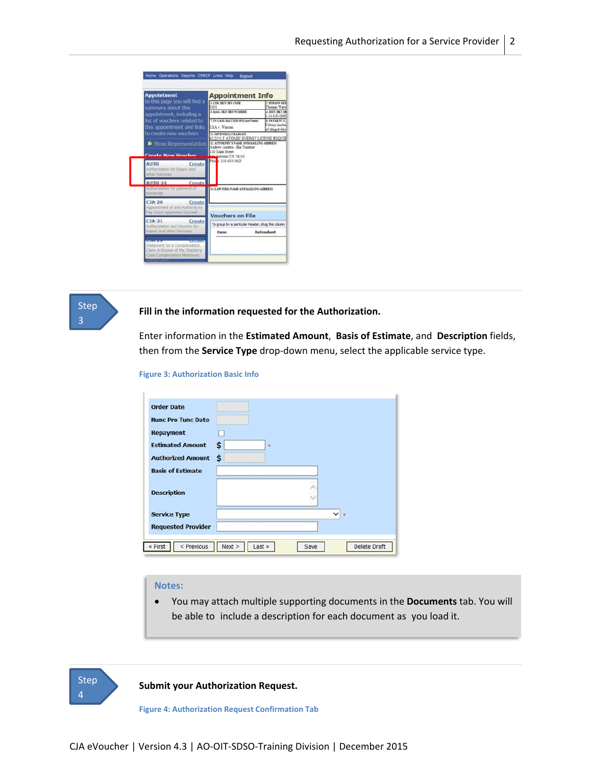**Step 3**

**Fill in the information requested for the Authorization.**

Enter information in the **Estimated Amount**, **Basis of Estimate**, and **Description** fields, then from the **Service Type** drop-down menu, select the applicable service type.

Figure 3: Authorization Basic Info

**Notes:**

- You may attach multiple supporting documents in the **Documents** tab. You will be able to include a description for each document as you load it.

**Step 4**

**Submit your Authorization Request.**

Figure 4: Authorization Request Confirmation Tab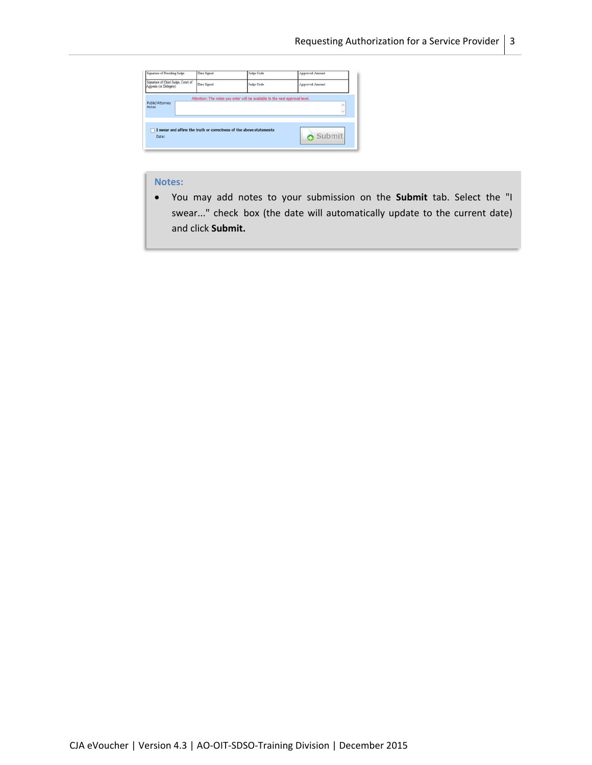| Signature of Presiding Judge | Date Signed | Judge Code | Approved Amount |
|---|---|---|---|
| Signature of Chief Judge, Court of Appeals (or Delegate) | Date Signed | Judge Code | Approved Amount |

Attention: The notes you enter will be available to the next approval level.

Public/Attorney Notes

I swear and affirm the truth or correctness of the above statements

Date:

Submit

**Notes:**

- You may add notes to your submission on the **Submit** tab. Select the "I swear..." check box (the date will automatically update to the current date) and click **Submit.**